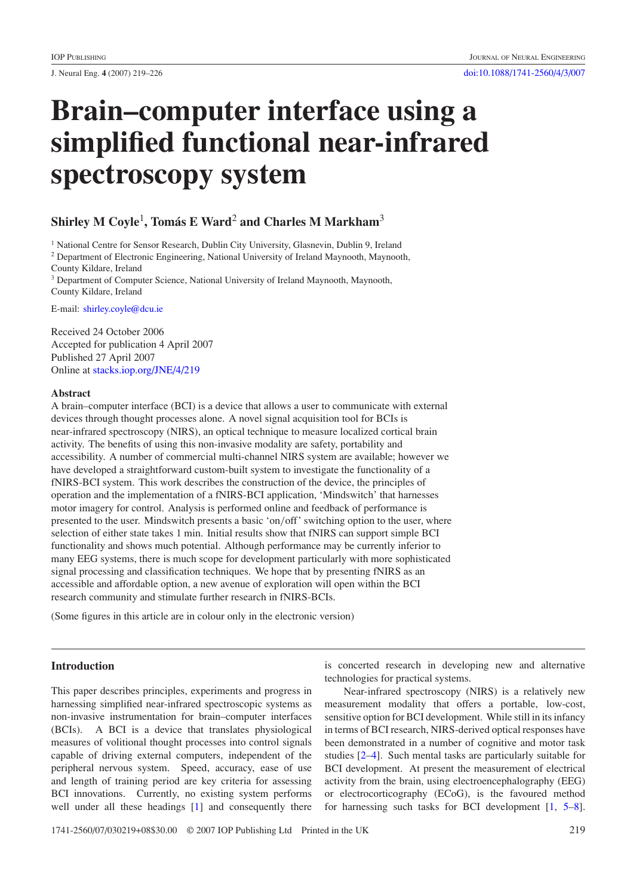# Brain–computer interface using a simplified functional near-infrared spectroscopy system

**Shirley M Coyle[1], Tomás E Ward[2] and Charles M Markham[3]**

[1] National Centre for Sensor Research, Dublin City University, Glasnevin, Dublin 9, Ireland
[2] Department of Electronic Engineering, National University of Ireland Maynooth, Maynooth, County Kildare, Ireland
[3] Department of Computer Science, National University of Ireland Maynooth, Maynooth, County Kildare, Ireland

E-mail: shirley.coyle@dcu.ie

Received 24 October 2006
Accepted for publication 4 April 2007
Published 27 April 2007
Online at stacks.iop.org/JNE/4/219

## Abstract

A brain–computer interface (BCI) is a device that allows a user to communicate with external devices through thought processes alone. A novel signal acquisition tool for BCIs is near-infrared spectroscopy (NIRS), an optical technique to measure localized cortical brain activity. The benefits of using this non-invasive modality are safety, portability and accessibility. A number of commercial multi-channel NIRS system are available; however we have developed a straightforward custom-built system to investigate the functionality of a fNIRS-BCI system. This work describes the construction of the device, the principles of operation and the implementation of a fNIRS-BCI application, 'Mindswitch' that harnesses motor imagery for control. Analysis is performed online and feedback of performance is presented to the user. Mindswitch presents a basic 'on/off' switching option to the user, where selection of either state takes 1 min. Initial results show that fNIRS can support simple BCI functionality and shows much potential. Although performance may be currently inferior to many EEG systems, there is much scope for development particularly with more sophisticated signal processing and classification techniques. We hope that by presenting fNIRS as an accessible and affordable option, a new avenue of exploration will open within the BCI research community and stimulate further research in fNIRS-BCIs.

(Some figures in this article are in colour only in the electronic version)

## Introduction

This paper describes principles, experiments and progress in harnessing simplified near-infrared spectroscopic systems as non-invasive instrumentation for brain–computer interfaces (BCIs). A BCI is a device that translates physiological measures of volitional thought processes into control signals capable of driving external computers, independent of the peripheral nervous system. Speed, accuracy, ease of use and length of training period are key criteria for assessing BCI innovations. Currently, no existing system performs well under all these headings [1] and consequently there is concerted research in developing new and alternative technologies for practical systems.

Near-infrared spectroscopy (NIRS) is a relatively new measurement modality that offers a portable, low-cost, sensitive option for BCI development. While still in its infancy in terms of BCI research, NIRS-derived optical responses have been demonstrated in a number of cognitive and motor task studies [2–4]. Such mental tasks are particularly suitable for BCI development. At present the measurement of electrical activity from the brain, using electroencephalography (EEG) or electrocorticography (ECoG), is the favoured method for harnessing such tasks for BCI development [1, 5–8].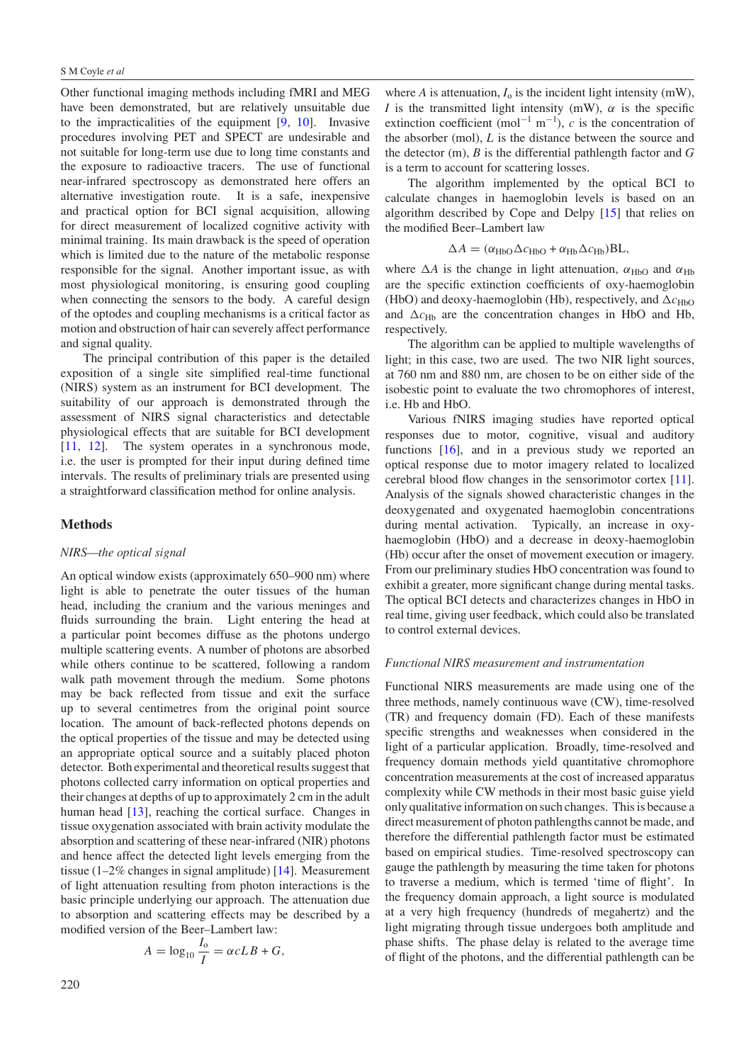Other functional imaging methods including fMRI and MEG have been demonstrated, but are relatively unsuitable due to the impracticalities of the equipment [9, 10]. Invasive procedures involving PET and SPECT are undesirable and not suitable for long-term use due to long time constants and the exposure to radioactive tracers. The use of functional near-infrared spectroscopy as demonstrated here offers an alternative investigation route. It is a safe, inexpensive and practical option for BCI signal acquisition, allowing for direct measurement of localized cognitive activity with minimal training. Its main drawback is the speed of operation which is limited due to the nature of the metabolic response responsible for the signal. Another important issue, as with most physiological monitoring, is ensuring good coupling when connecting the sensors to the body. A careful design of the optodes and coupling mechanisms is a critical factor as motion and obstruction of hair can severely affect performance and signal quality.

The principal contribution of this paper is the detailed exposition of a single site simplified real-time functional (NIRS) system as an instrument for BCI development. The suitability of our approach is demonstrated through the assessment of NIRS signal characteristics and detectable physiological effects that are suitable for BCI development [11, 12]. The system operates in a synchronous mode, i.e. the user is prompted for their input during defined time intervals. The results of preliminary trials are presented using a straightforward classification method for online analysis.

## Methods

### *NIRS—the optical signal*

An optical window exists (approximately 650–900 nm) where light is able to penetrate the outer tissues of the human head, including the cranium and the various meninges and fluids surrounding the brain. Light entering the head at a particular point becomes diffuse as the photons undergo multiple scattering events. A number of photons are absorbed while others continue to be scattered, following a random walk path movement through the medium. Some photons may be back reflected from tissue and exit the surface up to several centimetres from the original point source location. The amount of back-reflected photons depends on the optical properties of the tissue and may be detected using an appropriate optical source and a suitably placed photon detector. Both experimental and theoretical results suggest that photons collected carry information on optical properties and their changes at depths of up to approximately 2 cm in the adult human head [13], reaching the cortical surface. Changes in tissue oxygenation associated with brain activity modulate the absorption and scattering of these near-infrared (NIR) photons and hence affect the detected light levels emerging from the tissue (1–2% changes in signal amplitude) [14]. Measurement of light attenuation resulting from photon interactions is the basic principle underlying our approach. The attenuation due to absorption and scattering effects may be described by a modified version of the Beer–Lambert law:

$$A = \log_{10} \frac{I_o}{I} = \alpha c L B + G,$$

where $A$ is attenuation, $I_o$ is the incident light intensity (mW), $I$ is the transmitted light intensity (mW), $\alpha$ is the specific extinction coefficient ($\mathrm{mol}^{-1}\ \mathrm{m}^{-1}$), $c$ is the concentration of the absorber (mol), $L$ is the distance between the source and the detector (m), $B$ is the differential pathlength factor and $G$ is a term to account for scattering losses.

The algorithm implemented by the optical BCI to calculate changes in haemoglobin levels is based on an algorithm described by Cope and Delpy [15] that relies on the modified Beer–Lambert law

$$\Delta A = (\alpha_{\mathrm{HbO}} \Delta c_{\mathrm{HbO}} + \alpha_{\mathrm{Hb}} \Delta c_{\mathrm{Hb}}) \mathrm{BL},$$

where $\Delta A$ is the change in light attenuation, $\alpha_{\mathrm{HbO}}$ and $\alpha_{\mathrm{Hb}}$ are the specific extinction coefficients of oxy-haemoglobin (HbO) and deoxy-haemoglobin (Hb), respectively, and $\Delta c_{\mathrm{HbO}}$ and $\Delta c_{\mathrm{Hb}}$ are the concentration changes in HbO and Hb, respectively.

The algorithm can be applied to multiple wavelengths of light; in this case, two are used. The two NIR light sources, at 760 nm and 880 nm, are chosen to be on either side of the isobestic point to evaluate the two chromophores of interest, i.e. Hb and HbO.

Various fNIRS imaging studies have reported optical responses due to motor, cognitive, visual and auditory functions [16], and in a previous study we reported an optical response due to motor imagery related to localized cerebral blood flow changes in the sensorimotor cortex [11]. Analysis of the signals showed characteristic changes in the deoxygenated and oxygenated haemoglobin concentrations during mental activation. Typically, an increase in oxy-haemoglobin (HbO) and a decrease in deoxy-haemoglobin (Hb) occur after the onset of movement execution or imagery. From our preliminary studies HbO concentration was found to exhibit a greater, more significant change during mental tasks. The optical BCI detects and characterizes changes in HbO in real time, giving user feedback, which could also be translated to control external devices.

### *Functional NIRS measurement and instrumentation*

Functional NIRS measurements are made using one of the three methods, namely continuous wave (CW), time-resolved (TR) and frequency domain (FD). Each of these manifests specific strengths and weaknesses when considered in the light of a particular application. Broadly, time-resolved and frequency domain methods yield quantitative chromophore concentration measurements at the cost of increased apparatus complexity while CW methods in their most basic guise yield only qualitative information on such changes. This is because a direct measurement of photon pathlengths cannot be made, and therefore the differential pathlength factor must be estimated based on empirical studies. Time-resolved spectroscopy can gauge the pathlength by measuring the time taken for photons to traverse a medium, which is termed 'time of flight'. In the frequency domain approach, a light source is modulated at a very high frequency (hundreds of megahertz) and the light migrating through tissue undergoes both amplitude and phase shifts. The phase delay is related to the average time of flight of the photons, and the differential pathlength can be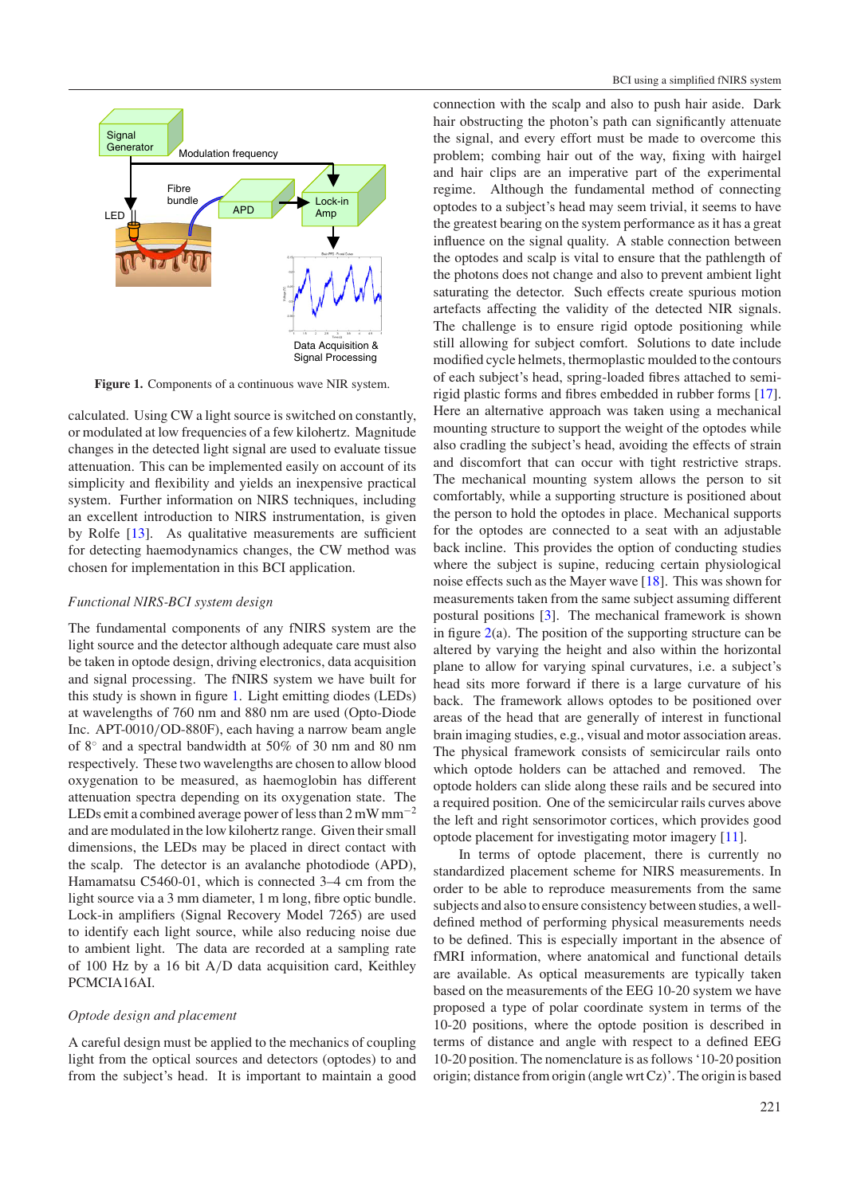**Figure 1.** Components of a continuous wave NIR system.

calculated. Using CW a light source is switched on constantly, or modulated at low frequencies of a few kilohertz. Magnitude changes in the detected light signal are used to evaluate tissue attenuation. This can be implemented easily on account of its simplicity and flexibility and yields an inexpensive practical system. Further information on NIRS techniques, including an excellent introduction to NIRS instrumentation, is given by Rolfe [13]. As qualitative measurements are sufficient for detecting haemodynamics changes, the CW method was chosen for implementation in this BCI application.

### *Functional NIRS-BCI system design*

The fundamental components of any fNIRS system are the light source and the detector although adequate care must also be taken in optode design, driving electronics, data acquisition and signal processing. The fNIRS system we have built for this study is shown in figure 1. Light emitting diodes (LEDs) at wavelengths of 760 nm and 880 nm are used (Opto-Diode Inc. APT-0010/OD-880F), each having a narrow beam angle of 8° and a spectral bandwidth at 50% of 30 nm and 80 nm respectively. These two wavelengths are chosen to allow blood oxygenation to be measured, as haemoglobin has different attenuation spectra depending on its oxygenation state. The LEDs emit a combined average power of less than 2 mW $mm^{-2}$ and are modulated in the low kilohertz range. Given their small dimensions, the LEDs may be placed in direct contact with the scalp. The detector is an avalanche photodiode (APD), Hamamatsu C5460-01, which is connected 3–4 cm from the light source via a 3 mm diameter, 1 m long, fibre optic bundle. Lock-in amplifiers (Signal Recovery Model 7265) are used to identify each light source, while also reducing noise due to ambient light. The data are recorded at a sampling rate of 100 Hz by a 16 bit A/D data acquisition card, Keithley PCMCIA16AI.

### *Optode design and placement*

A careful design must be applied to the mechanics of coupling light from the optical sources and detectors (optodes) to and from the subject's head. It is important to maintain a good connection with the scalp and also to push hair aside. Dark hair obstructing the photon's path can significantly attenuate the signal, and every effort must be made to overcome this problem; combing hair out of the way, fixing with hairgel and hair clips are an imperative part of the experimental regime. Although the fundamental method of connecting optodes to a subject's head may seem trivial, it seems to have the greatest bearing on the system performance as it has a great influence on the signal quality. A stable connection between the optodes and scalp is vital to ensure that the pathlength of the photons does not change and also to prevent ambient light saturating the detector. Such effects create spurious motion artefacts affecting the validity of the detected NIR signals. The challenge is to ensure rigid optode positioning while still allowing for subject comfort. Solutions to date include modified cycle helmets, thermoplastic moulded to the contours of each subject's head, spring-loaded fibres attached to semi-rigid plastic forms and fibres embedded in rubber forms [17]. Here an alternative approach was taken using a mechanical mounting structure to support the weight of the optodes while also cradling the subject's head, avoiding the effects of strain and discomfort that can occur with tight restrictive straps. The mechanical mounting system allows the person to sit comfortably, while a supporting structure is positioned about the person to hold the optodes in place. Mechanical supports for the optodes are connected to a seat with an adjustable back incline. This provides the option of conducting studies where the subject is supine, reducing certain physiological noise effects such as the Mayer wave [18]. This was shown for measurements taken from the same subject assuming different postural positions [3]. The mechanical framework is shown in figure 2(a). The position of the supporting structure can be altered by varying the height and also within the horizontal plane to allow for varying spinal curvatures, i.e. a subject's head sits more forward if there is a large curvature of his back. The framework allows optodes to be positioned over areas of the head that are generally of interest in functional brain imaging studies, e.g., visual and motor association areas. The physical framework consists of semicircular rails onto which optode holders can be attached and removed. The optode holders can slide along these rails and be secured into a required position. One of the semicircular rails curves above the left and right sensorimotor cortices, which provides good optode placement for investigating motor imagery [11].

In terms of optode placement, there is currently no standardized placement scheme for NIRS measurements. In order to be able to reproduce measurements from the same subjects and also to ensure consistency between studies, a well-defined method of performing physical measurements needs to be defined. This is especially important in the absence of fMRI information, where anatomical and functional details are available. As optical measurements are typically taken based on the measurements of the EEG 10-20 system we have proposed a type of polar coordinate system in terms of the 10-20 positions, where the optode position is described in terms of distance and angle with respect to a defined EEG 10-20 position. The nomenclature is as follows '10-20 position origin; distance from origin (angle wrt Cz)'. The origin is based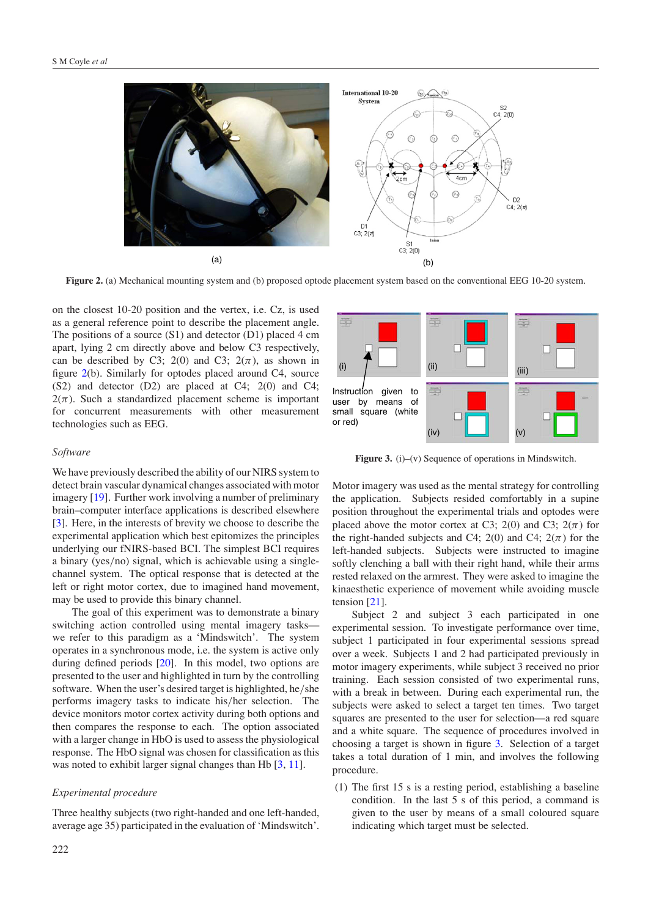Figure 2. (a) Mechanical mounting system and (b) proposed optode placement system based on the conventional EEG 10-20 system.

on the closest 10-20 position and the vertex, i.e. Cz, is used as a general reference point to describe the placement angle. The positions of a source (S1) and detector (D1) placed 4 cm apart, lying 2 cm directly above and below C3 respectively, can be described by C3; 2(0) and C3; 2($\pi$), as shown in figure 2(b). Similarly for optodes placed around C4, source (S2) and detector (D2) are placed at C4; 2(0) and C4; 2($\pi$). Such a standardized placement scheme is important for concurrent measurements with other measurement technologies such as EEG.

### *Software*

We have previously described the ability of our NIRS system to detect brain vascular dynamical changes associated with motor imagery [19]. Further work involving a number of preliminary brain–computer interface applications is described elsewhere [3]. Here, in the interests of brevity we choose to describe the experimental application which best epitomizes the principles underlying our fNIRS-based BCI. The simplest BCI requires a binary (yes/no) signal, which is achievable using a single-channel system. The optical response that is detected at the left or right motor cortex, due to imagined hand movement, may be used to provide this binary channel.

The goal of this experiment was to demonstrate a binary switching action controlled using mental imagery tasks—we refer to this paradigm as a 'Mindswitch'. The system operates in a synchronous mode, i.e. the system is active only during defined periods [20]. In this model, two options are presented to the user and highlighted in turn by the controlling software. When the user's desired target is highlighted, he/she performs imagery tasks to indicate his/her selection. The device monitors motor cortex activity during both options and then compares the response to each. The option associated with a larger change in HbO is used to assess the physiological response. The HbO signal was chosen for classification as this was noted to exhibit larger signal changes than Hb [3, 11].

### *Experimental procedure*

Three healthy subjects (two right-handed and one left-handed, average age 35) participated in the evaluation of 'Mindswitch'.

Figure 3. (i)–(v) Sequence of operations in Mindswitch.

Motor imagery was used as the mental strategy for controlling the application. Subjects resided comfortably in a supine position throughout the experimental trials and optodes were placed above the motor cortex at C3; 2(0) and C3; 2($\pi$) for the right-handed subjects and C4; 2(0) and C4; 2($\pi$) for the left-handed subjects. Subjects were instructed to imagine softly clenching a ball with their right hand, while their arms rested relaxed on the armrest. They were asked to imagine the kinaesthetic experience of movement while avoiding muscle tension [21].

Subject 2 and subject 3 each participated in one experimental session. To investigate performance over time, subject 1 participated in four experimental sessions spread over a week. Subjects 1 and 2 had participated previously in motor imagery experiments, while subject 3 received no prior training. Each session consisted of two experimental runs, with a break in between. During each experimental run, the subjects were asked to select a target ten times. Two target squares are presented to the user for selection—a red square and a white square. The sequence of procedures involved in choosing a target is shown in figure 3. Selection of a target takes a total duration of 1 min, and involves the following procedure.

(1) The first 15 s is a resting period, establishing a baseline condition. In the last 5 s of this period, a command is given to the user by means of a small coloured square indicating which target must be selected.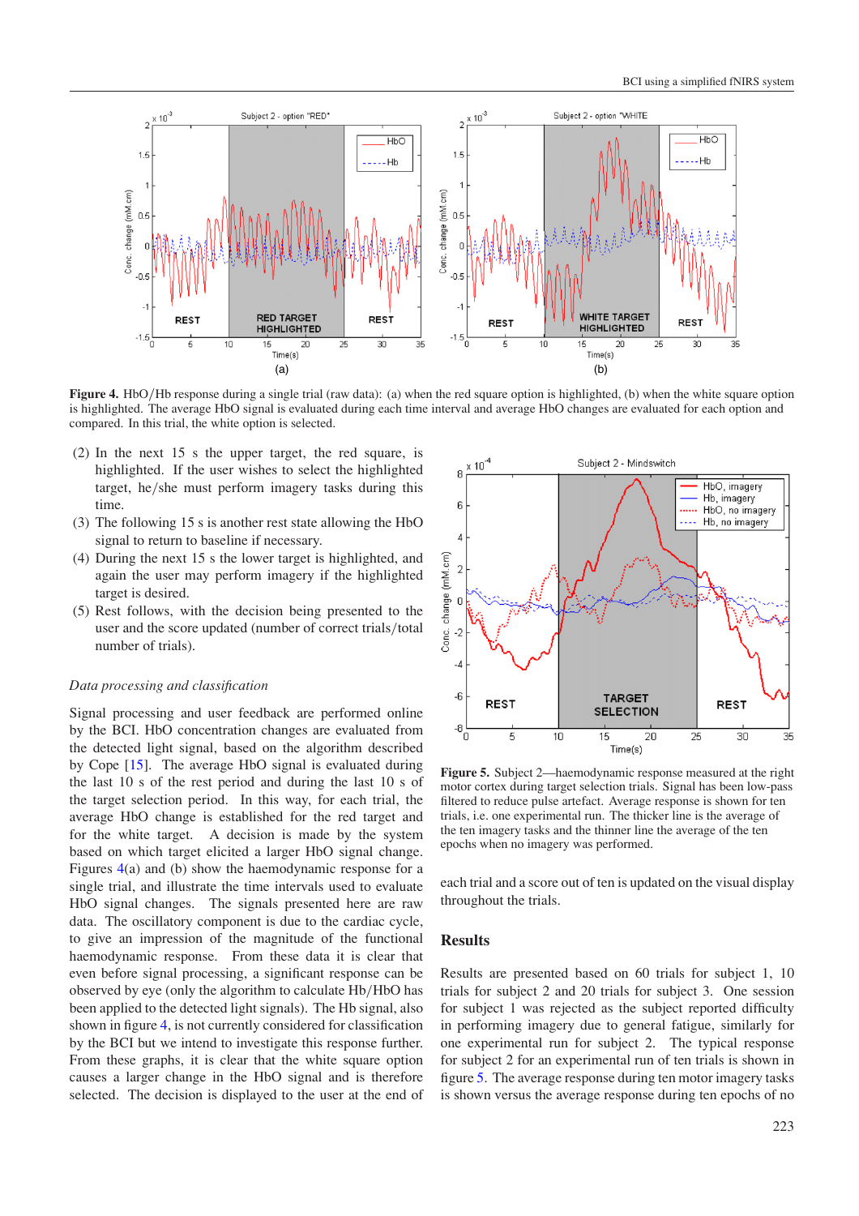**Figure 4.** HbO/Hb response during a single trial (raw data): (a) when the red square option is highlighted, (b) when the white square option is highlighted. The average HbO signal is evaluated during each time interval and average HbO changes are evaluated for each option and compared. In this trial, the white option is selected.

(2) In the next 15 s the upper target, the red square, is highlighted. If the user wishes to select the highlighted target, he/she must perform imagery tasks during this time.

(3) The following 15 s is another rest state allowing the HbO signal to return to baseline if necessary.

(4) During the next 15 s the lower target is highlighted, and again the user may perform imagery if the highlighted target is desired.

(5) Rest follows, with the decision being presented to the user and the score updated (number of correct trials/total number of trials).

*Data processing and classification*

Signal processing and user feedback are performed online by the BCI. HbO concentration changes are evaluated from the detected light signal, based on the algorithm described by Cope [15]. The average HbO signal is evaluated during the last 10 s of the rest period and during the last 10 s of the target selection period. In this way, for each trial, the average HbO change is established for the red target and for the white target. A decision is made by the system based on which target elicited a larger HbO signal change. Figures 4(a) and (b) show the haemodynamic response for a single trial, and illustrate the time intervals used to evaluate HbO signal changes. The signals presented here are raw data. The oscillatory component is due to the cardiac cycle, to give an impression of the magnitude of the functional haemodynamic response. From these data it is clear that even before signal processing, a significant response can be observed by eye (only the algorithm to calculate Hb/HbO has been applied to the detected light signals). The Hb signal, also shown in figure 4, is not currently considered for classification by the BCI but we intend to investigate this response further. From these graphs, it is clear that the white square option causes a larger change in the HbO signal and is therefore selected. The decision is displayed to the user at the end of each trial and a score out of ten is updated on the visual display throughout the trials.

**Figure 5.** Subject 2—haemodynamic response measured at the right motor cortex during target selection trials. Signal has been low-pass filtered to reduce pulse artefact. Average response is shown for ten trials, i.e. one experimental run. The thicker line is the average of the ten imagery tasks and the thinner line the average of the ten epochs when no imagery was performed.

## Results

Results are presented based on 60 trials for subject 1, 10 trials for subject 2 and 20 trials for subject 3. One session for subject 1 was rejected as the subject reported difficulty in performing imagery due to general fatigue, similarly for one experimental run for subject 2. The typical response for subject 2 for an experimental run of ten trials is shown in figure 5. The average response during ten motor imagery tasks is shown versus the average response during ten epochs of no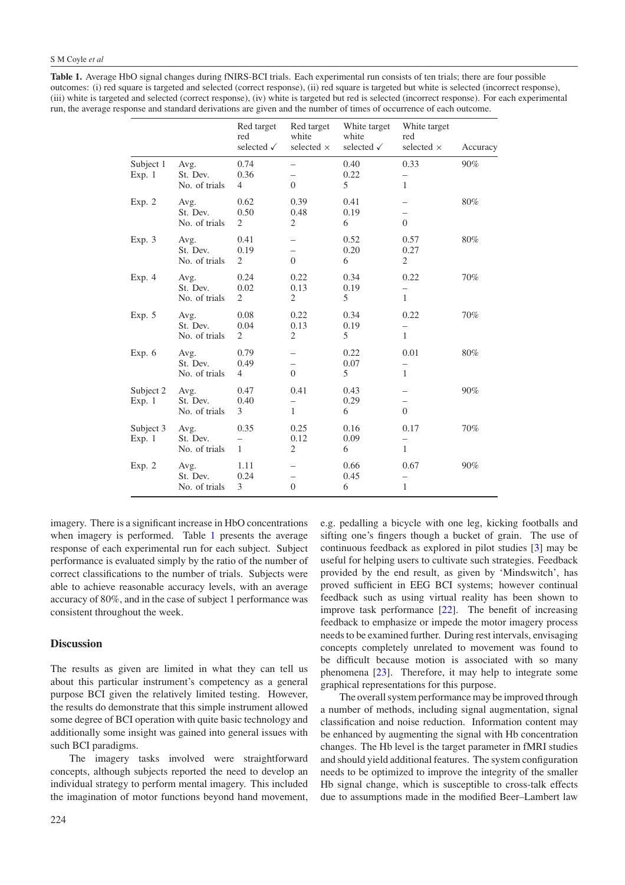**Table 1.** Average HbO signal changes during fNIRS-BCI trials. Each experimental run consists of ten trials; there are four possible outcomes: (i) red square is targeted and selected (correct response), (ii) red square is targeted but white is selected (incorrect response), (iii) white is targeted and selected (correct response), (iv) white is targeted but red is selected (incorrect response). For each experimental run, the average response and standard derivations are given and the number of times of occurrence of each outcome.

| | | Red target red selected ✓ | Red target white selected × | White target white selected ✓ | White target red selected × | Accuracy |
|---|---|---|---|---|---|---|
| Subject 1 Exp. 1 | Avg. | 0.74 | – | 0.40 | 0.33 | 90% |
| | St. Dev. | 0.36 | – | 0.22 | – | |
| | No. of trials | 4 | 0 | 5 | 1 | |
| Exp. 2 | Avg. | 0.62 | 0.39 | 0.41 | – | 80% |
| | St. Dev. | 0.50 | 0.48 | 0.19 | – | |
| | No. of trials | 2 | 2 | 6 | 0 | |
| Exp. 3 | Avg. | 0.41 | – | 0.52 | 0.57 | 80% |
| | St. Dev. | 0.19 | – | 0.20 | 0.27 | |
| | No. of trials | 2 | 0 | 6 | 2 | |
| Exp. 4 | Avg. | 0.24 | 0.22 | 0.34 | 0.22 | 70% |
| | St. Dev. | 0.02 | 0.13 | 0.19 | – | |
| | No. of trials | 2 | 2 | 5 | 1 | |
| Exp. 5 | Avg. | 0.08 | 0.22 | 0.34 | 0.22 | 70% |
| | St. Dev. | 0.04 | 0.13 | 0.19 | – | |
| | No. of trials | 2 | 2 | 5 | 1 | |
| Exp. 6 | Avg. | 0.79 | – | 0.22 | 0.01 | 80% |
| | St. Dev. | 0.49 | – | 0.07 | – | |
| | No. of trials | 4 | 0 | 5 | 1 | |
| Subject 2 Exp. 1 | Avg. | 0.47 | 0.41 | 0.43 | – | 90% |
| | St. Dev. | 0.40 | – | 0.29 | – | |
| | No. of trials | 3 | 1 | 6 | 0 | |
| Subject 3 Exp. 1 | Avg. | 0.35 | 0.25 | 0.16 | 0.17 | 70% |
| | St. Dev. | – | 0.12 | 0.09 | – | |
| | No. of trials | 1 | 2 | 6 | 1 | |
| Exp. 2 | Avg. | 1.11 | – | 0.66 | 0.67 | 90% |
| | St. Dev. | 0.24 | – | 0.45 | – | |
| | No. of trials | 3 | 0 | 6 | 1 | |

imagery. There is a significant increase in HbO concentrations when imagery is performed. Table 1 presents the average response of each experimental run for each subject. Subject performance is evaluated simply by the ratio of the number of correct classifications to the number of trials. Subjects were able to achieve reasonable accuracy levels, with an average accuracy of 80%, and in the case of subject 1 performance was consistent throughout the week.

## Discussion

The results as given are limited in what they can tell us about this particular instrument's competency as a general purpose BCI given the relatively limited testing. However, the results do demonstrate that this simple instrument allowed some degree of BCI operation with quite basic technology and additionally some insight was gained into general issues with such BCI paradigms.

The imagery tasks involved were straightforward concepts, although subjects reported the need to develop an individual strategy to perform mental imagery. This included the imagination of motor functions beyond hand movement, e.g. pedalling a bicycle with one leg, kicking footballs and sifting one's fingers though a bucket of grain. The use of continuous feedback as explored in pilot studies [3] may be useful for helping users to cultivate such strategies. Feedback provided by the end result, as given by 'Mindswitch', has proved sufficient in EEG BCI systems; however continual feedback such as using virtual reality has been shown to improve task performance [22]. The benefit of increasing feedback to emphasize or impede the motor imagery process needs to be examined further. During rest intervals, envisaging concepts completely unrelated to movement was found to be difficult because motion is associated with so many phenomena [23]. Therefore, it may help to integrate some graphical representations for this purpose.

The overall system performance may be improved through a number of methods, including signal augmentation, signal classification and noise reduction. Information content may be enhanced by augmenting the signal with Hb concentration changes. The Hb level is the target parameter in fMRI studies and should yield additional features. The system configuration needs to be optimized to improve the integrity of the smaller Hb signal change, which is susceptible to cross-talk effects due to assumptions made in the modified Beer–Lambert law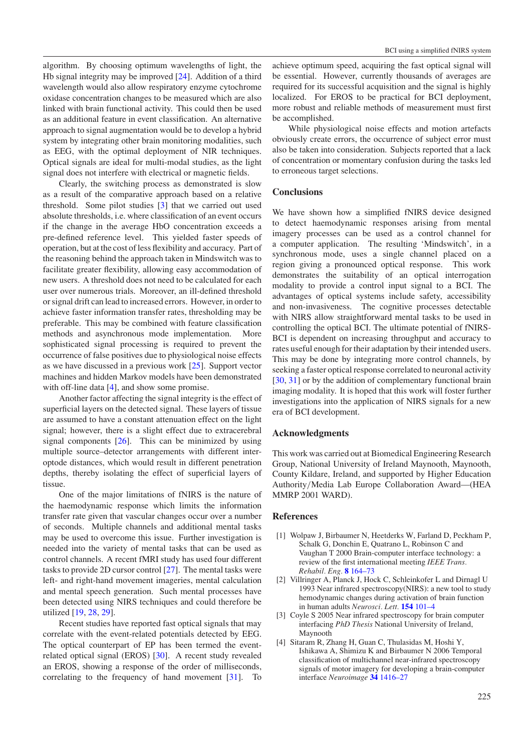algorithm. By choosing optimum wavelengths of light, the Hb signal integrity may be improved [24]. Addition of a third wavelength would also allow respiratory enzyme cytochrome oxidase concentration changes to be measured which are also linked with brain functional activity. This could then be used as an additional feature in event classification. An alternative approach to signal augmentation would be to develop a hybrid system by integrating other brain monitoring modalities, such as EEG, with the optimal deployment of NIR techniques. Optical signals are ideal for multi-modal studies, as the light signal does not interfere with electrical or magnetic fields.

Clearly, the switching process as demonstrated is slow as a result of the comparative approach based on a relative threshold. Some pilot studies [3] that we carried out used absolute thresholds, i.e. where classification of an event occurs if the change in the average HbO concentration exceeds a pre-defined reference level. This yielded faster speeds of operation, but at the cost of less flexibility and accuracy. Part of the reasoning behind the approach taken in Mindswitch was to facilitate greater flexibility, allowing easy accommodation of new users. A threshold does not need to be calculated for each user over numerous trials. Moreover, an ill-defined threshold or signal drift can lead to increased errors. However, in order to achieve faster information transfer rates, thresholding may be preferable. This may be combined with feature classification methods and asynchronous mode implementation. More sophisticated signal processing is required to prevent the occurrence of false positives due to physiological noise effects as we have discussed in a previous work [25]. Support vector machines and hidden Markov models have been demonstrated with off-line data [4], and show some promise.

Another factor affecting the signal integrity is the effect of superficial layers on the detected signal. These layers of tissue are assumed to have a constant attenuation effect on the light signal; however, there is a slight effect due to extracerebral signal components [26]. This can be minimized by using multiple source–detector arrangements with different inter-optode distances, which would result in different penetration depths, thereby isolating the effect of superficial layers of tissue.

One of the major limitations of fNIRS is the nature of the haemodynamic response which limits the information transfer rate given that vascular changes occur over a number of seconds. Multiple channels and additional mental tasks may be used to overcome this issue. Further investigation is needed into the variety of mental tasks that can be used as control channels. A recent fMRI study has used four different tasks to provide 2D cursor control [27]. The mental tasks were left- and right-hand movement imageries, mental calculation and mental speech generation. Such mental processes have been detected using NIRS techniques and could therefore be utilized [19, 28, 29].

Recent studies have reported fast optical signals that may correlate with the event-related potentials detected by EEG. The optical counterpart of EP has been termed the event-related optical signal (EROS) [30]. A recent study revealed an EROS, showing a response of the order of milliseconds, correlating to the frequency of hand movement [31]. To achieve optimum speed, acquiring the fast optical signal will be essential. However, currently thousands of averages are required for its successful acquisition and the signal is highly localized. For EROS to be practical for BCI deployment, more robust and reliable methods of measurement must first be accomplished.

While physiological noise effects and motion artefacts obviously create errors, the occurrence of subject error must also be taken into consideration. Subjects reported that a lack of concentration or momentary confusion during the tasks led to erroneous target selections.

## Conclusions

We have shown how a simplified fNIRS device designed to detect haemodynamic responses arising from mental imagery processes can be used as a control channel for a computer application. The resulting 'Mindswitch', in a synchronous mode, uses a single channel placed on a region giving a pronounced optical response. This work demonstrates the suitability of an optical interrogation modality to provide a control input signal to a BCI. The advantages of optical systems include safety, accessibility and non-invasiveness. The cognitive processes detectable with NIRS allow straightforward mental tasks to be used in controlling the optical BCI. The ultimate potential of fNIRS-BCI is dependent on increasing throughput and accuracy to rates useful enough for their adaptation by their intended users. This may be done by integrating more control channels, by seeking a faster optical response correlated to neuronal activity [30, 31] or by the addition of complementary functional brain imaging modality. It is hoped that this work will foster further investigations into the application of NIRS signals for a new era of BCI development.

## Acknowledgments

This work was carried out at Biomedical Engineering Research Group, National University of Ireland Maynooth, Maynooth, County Kildare, Ireland, and supported by Higher Education Authority/Media Lab Europe Collaboration Award—(HEA MMRP 2001 WARD).

## References

[1] Wolpaw J, Birbaumer N, Heetderks W, Farland D, Peckham P, Schalk G, Donchin E, Quatrano L, Robinson C and Vaughan T 2000 Brain-computer interface technology: a review of the first international meeting *IEEE Trans. Rehabil. Eng.* **8** 164–73

[2] Villringer A, Planck J, Hock C, Schleinkofer L and Dirnagl U 1993 Near infrared spectroscopy(NIRS): a new tool to study hemodynamic changes during activation of brain function in human adults *Neurosci. Lett.* **154** 101–4

[3] Coyle S 2005 Near infrared spectroscopy for brain computer interfacing *PhD Thesis* National University of Ireland, Maynooth

[4] Sitaram R, Zhang H, Guan C, Thulasidas M, Hoshi Y, Ishikawa A, Shimizu K and Birbaumer N 2006 Temporal classification of multichannel near-infrared spectroscopy signals of motor imagery for developing a brain-computer interface *Neuroimage* **34** 1416–27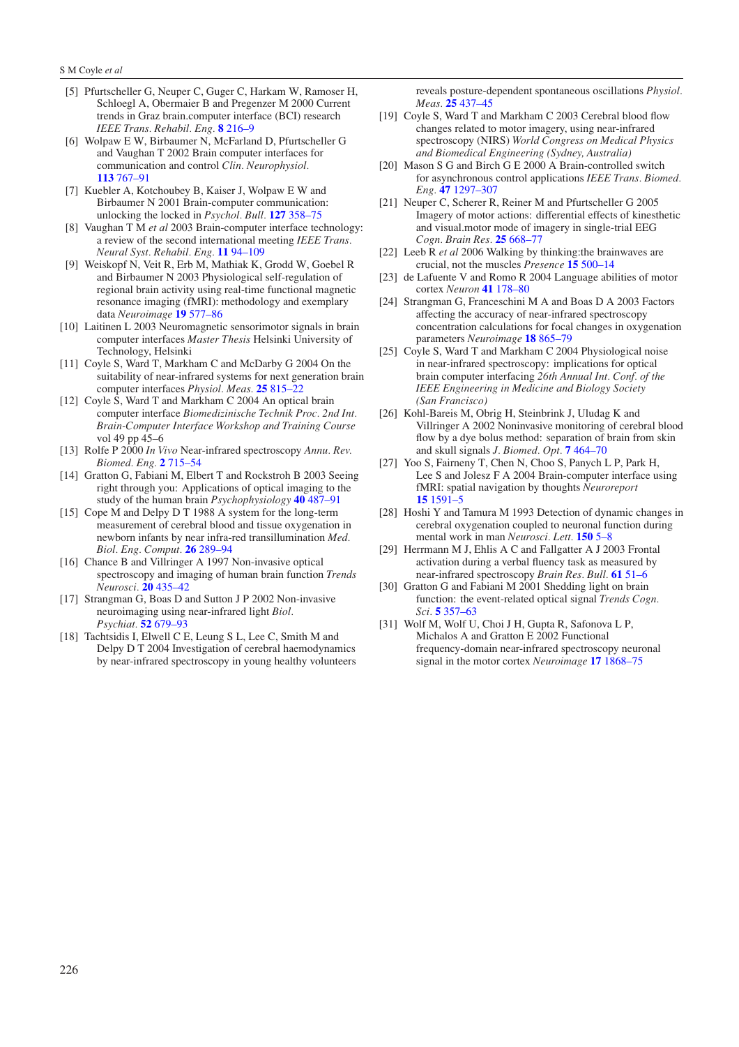[5] Pfurtscheller G, Neuper C, Guger C, Harkam W, Ramoser H, Schloegl A, Obermaier B and Pregenzer M 2000 Current trends in Graz brain.computer interface (BCI) research *IEEE Trans. Rehabil. Eng.* **8** 216–9

[6] Wolpaw E W, Birbaumer N, McFarland D, Pfurtscheller G and Vaughan T 2002 Brain computer interfaces for communication and control *Clin. Neurophysiol.* **113** 767–91

[7] Kuebler A, Kotchoubey B, Kaiser J, Wolpaw E W and Birbaumer N 2001 Brain-computer communication: unlocking the locked in *Psychol. Bull.* **127** 358–75

[8] Vaughan T M *et al* 2003 Brain-computer interface technology: a review of the second international meeting *IEEE Trans. Neural Syst. Rehabil. Eng.* **11** 94–109

[9] Weiskopf N, Veit R, Erb M, Mathiak K, Grodd W, Goebel R and Birbaumer N 2003 Physiological self-regulation of regional brain activity using real-time functional magnetic resonance imaging (fMRI): methodology and exemplary data *Neuroimage* **19** 577–86

[10] Laitinen L 2003 Neuromagnetic sensorimotor signals in brain computer interfaces *Master Thesis* Helsinki University of Technology, Helsinki

[11] Coyle S, Ward T, Markham C and McDarby G 2004 On the suitability of near-infrared systems for next generation brain computer interfaces *Physiol. Meas.* **25** 815–22

[12] Coyle S, Ward T and Markham C 2004 An optical brain computer interface *Biomedizinische Technik Proc. 2nd Int. Brain-Computer Interface Workshop and Training Course* vol 49 pp 45–6

[13] Rolfe P 2000 *In Vivo* Near-infrared spectroscopy *Annu. Rev. Biomed. Eng.* **2** 715–54

[14] Gratton G, Fabiani M, Elbert T and Rockstroh B 2003 Seeing right through you: Applications of optical imaging to the study of the human brain *Psychophysiology* **40** 487–91

[15] Cope M and Delpy D T 1988 A system for the long-term measurement of cerebral blood and tissue oxygenation in newborn infants by near infra-red transillumination *Med. Biol. Eng. Comput.* **26** 289–94

[16] Chance B and Villringer A 1997 Non-invasive optical spectroscopy and imaging of human brain function *Trends Neurosci.* **20** 435–42

[17] Strangman G, Boas D and Sutton J P 2002 Non-invasive neuroimaging using near-infrared light *Biol. Psychiat.* **52** 679–93

[18] Tachtsidis I, Elwell C E, Leung S L, Lee C, Smith M and Delpy D T 2004 Investigation of cerebral haemodynamics by near-infrared spectroscopy in young healthy volunteers reveals posture-dependent spontaneous oscillations *Physiol. Meas.* **25** 437–45

[19] Coyle S, Ward T and Markham C 2003 Cerebral blood flow changes related to motor imagery, using near-infrared spectroscopy (NIRS) *World Congress on Medical Physics and Biomedical Engineering (Sydney, Australia)*

[20] Mason S G and Birch G E 2000 A Brain-controlled switch for asynchronous control applications *IEEE Trans. Biomed. Eng.* **47** 1297–307

[21] Neuper C, Scherer R, Reiner M and Pfurtscheller G 2005 Imagery of motor actions: differential effects of kinesthetic and visual.motor mode of imagery in single-trial EEG *Cogn. Brain Res.* **25** 668–77

[22] Leeb R *et al* 2006 Walking by thinking:the brainwaves are crucial, not the muscles *Presence* **15** 500–14

[23] de Lafuente V and Romo R 2004 Language abilities of motor cortex *Neuron* **41** 178–80

[24] Strangman G, Franceschini M A and Boas D A 2003 Factors affecting the accuracy of near-infrared spectroscopy concentration calculations for focal changes in oxygenation parameters *Neuroimage* **18** 865–79

[25] Coyle S, Ward T and Markham C 2004 Physiological noise in near-infrared spectroscopy: implications for optical brain computer interfacing *26th Annual Int. Conf. of the IEEE Engineering in Medicine and Biology Society (San Francisco)*

[26] Kohl-Bareis M, Obrig H, Steinbrink J, Uludag K and Villringer A 2002 Noninvasive monitoring of cerebral blood flow by a dye bolus method: separation of brain from skin and skull signals *J. Biomed. Opt.* **7** 464–70

[27] Yoo S, Fairneny T, Chen N, Choo S, Panych L P, Park H, Lee S and Jolesz F A 2004 Brain-computer interface using fMRI: spatial navigation by thoughts *Neuroreport* **15** 1591–5

[28] Hoshi Y and Tamura M 1993 Detection of dynamic changes in cerebral oxygenation coupled to neuronal function during mental work in man *Neurosci. Lett.* **150** 5–8

[29] Herrmann M J, Ehlis A C and Fallgatter A J 2003 Frontal activation during a verbal fluency task as measured by near-infrared spectroscopy *Brain Res. Bull.* **61** 51–6

[30] Gratton G and Fabiani M 2001 Shedding light on brain function: the event-related optical signal *Trends Cogn. Sci.* **5** 357–63

[31] Wolf M, Wolf U, Choi J H, Gupta R, Safonova L P, Michalos A and Gratton E 2002 Functional frequency-domain near-infrared spectroscopy neuronal signal in the motor cortex *Neuroimage* **17** 1868–75